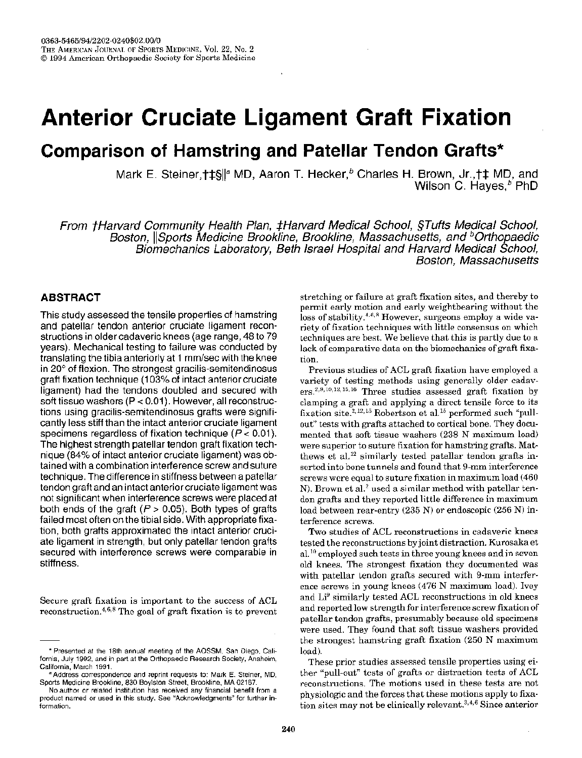# Anterior Cruciate Ligament Graft Fixation

## Comparison of Hamstring and Patellar Tendon Grafts*

Mark E. Steiner,†‡§||[a] MD, Aaron T. Hecker,[b] Charles H. Brown, Jr.,†‡ MD, and Wilson C. Hayes,[b] PhD

*From †Harvard Community Health Plan, ‡Harvard Medical School, §Tufts Medical School, Boston, ||Sports Medicine Brookline, Brookline, Massachusetts, and [b]Orthopaedic Biomechanics Laboratory, Beth Israel Hospital and Harvard Medical School, Boston, Massachusetts*

## ABSTRACT

This study assessed the tensile properties of hamstring and patellar tendon anterior cruciate ligament reconstructions in older cadaveric knees (age range, 48 to 79 years). Mechanical testing to failure was conducted by translating the tibia anteriorly at 1 mm/sec with the knee in 20° of flexion. The strongest gracilis-semitendinosus graft fixation technique (103% of intact anterior cruciate ligament) had the tendons doubled and secured with soft tissue washers ($P < 0.01$). However, all reconstructions using gracilis-semitendinosus grafts were significantly less stiff than the intact anterior cruciate ligament specimens regardless of fixation technique ($P < 0.01$). The highest strength patellar tendon graft fixation technique (84% of intact anterior cruciate ligament) was obtained with a combination interference screw and suture technique. The difference in stiffness between a patellar tendon graft and an intact anterior cruciate ligament was not significant when interference screws were placed at both ends of the graft ($P > 0.05$). Both types of grafts failed most often on the tibial side. With appropriate fixation, both grafts approximated the intact anterior cruciate ligament in strength, but only patellar tendon grafts secured with interference screws were comparable in stiffness.

Secure graft fixation is important to the success of ACL reconstruction.[4,6,8] The goal of graft fixation is to prevent stretching or failure at graft fixation sites, and thereby to permit early motion and early weightbearing without the loss of stability.[4,6,8] However, surgeons employ a wide variety of fixation techniques with little consensus on which techniques are best. We believe that this is partly due to a lack of comparative data on the biomechanics of graft fixation.

Previous studies of ACL graft fixation have employed a variety of testing methods using generally older cadavers.[2,9,10,12,15,16] Three studies assessed graft fixation by clamping a graft and applying a direct tensile force to its fixation site.[2,12,15] Robertson et al.[15] performed such "pull-out" tests with grafts attached to cortical bone. They documented that soft tissue washers (238 N maximum load) were superior to suture fixation for hamstring grafts. Matthews et al.[12] similarly tested patellar tendon grafts inserted into bone tunnels and found that 9-mm interference screws were equal to suture fixation in maximum load (460 N). Brown et al.[2] used a similar method with patellar tendon grafts and they reported little difference in maximum load between rear-entry (235 N) or endoscopic (256 N) interference screws.

Two studies of ACL reconstructions in cadaveric knees tested the reconstructions by joint distraction. Kurosaka et al.[10] employed such tests in three young knees and in seven old knees. The strongest fixation they documented was with patellar tendon grafts secured with 9-mm interference screws in young knees (476 N maximum load). Ivey and Li[9] similarly tested ACL reconstructions in old knees and reported low strength for interference screw fixation of patellar tendon grafts, presumably because old specimens were used. They found that soft tissue washers provided the strongest hamstring graft fixation (250 N maximum load).

These prior studies assessed tensile properties using either "pull-out" tests of grafts or distraction tests of ACL reconstructions. The motions used in these tests are not physiologic and the forces that these motions apply to fixation sites may not be clinically relevant.[3,4,6] Since anterior

---

\* Presented at the 18th annual meeting of the AOSSM, San Diego, California, July 1992, and in part at the Orthopaedic Research Society, Anaheim, California, March 1991.

[a] Address correspondence and reprint requests to: Mark E. Steiner, MD, Sports Medicine Brookline, 830 Boylston Street, Brookline, MA 02167.

No author or related institution has received any financial benefit from a product named or used in this study. See "Acknowledgments" for further information.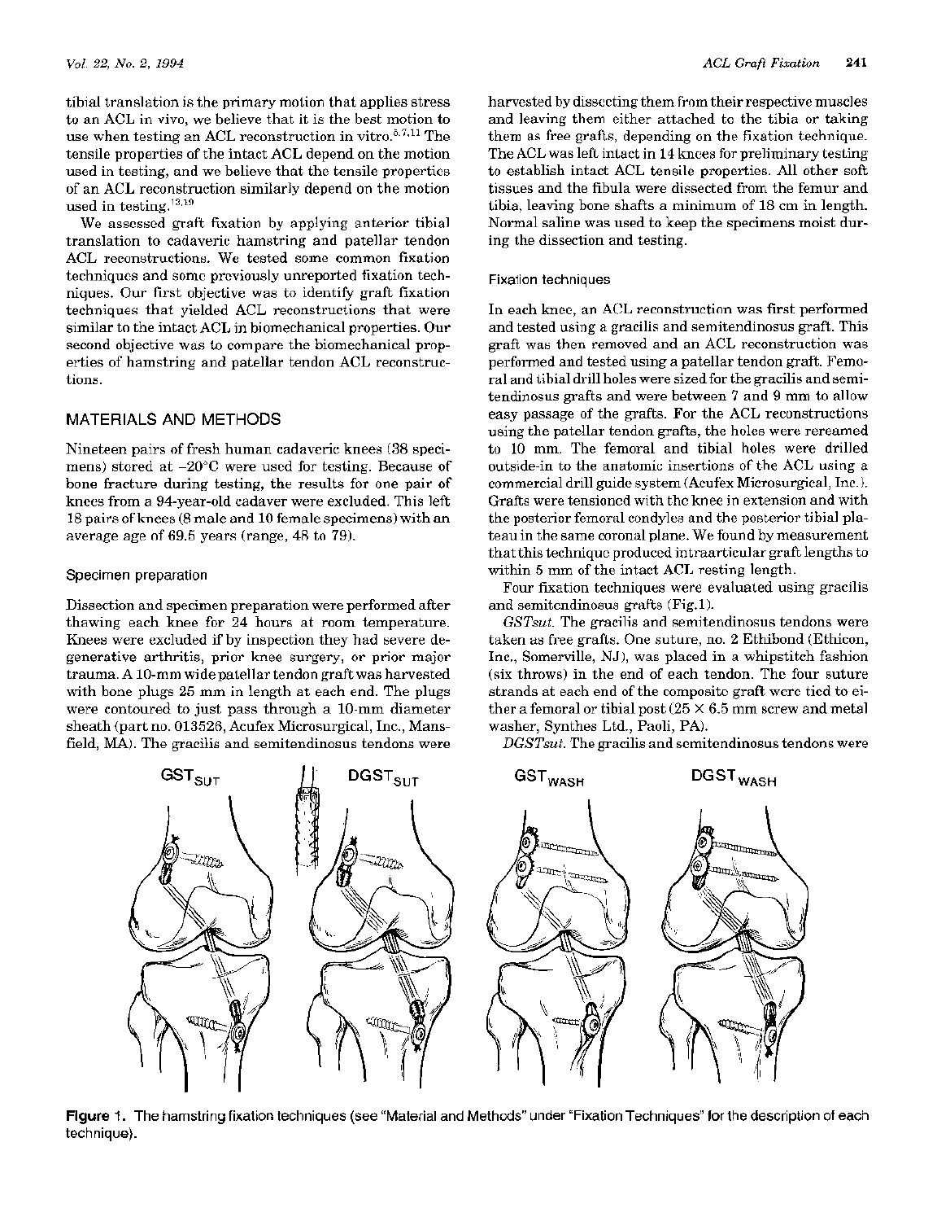tibial translation is the primary motion that applies stress to an ACL in vivo, we believe that it is the best motion to use when testing an ACL reconstruction in vitro.[5,7,11] The tensile properties of the intact ACL depend on the motion used in testing, and we believe that the tensile properties of an ACL reconstruction similarly depend on the motion used in testing.[13,19]

We assessed graft fixation by applying anterior tibial translation to cadaveric hamstring and patellar tendon ACL reconstructions. We tested some common fixation techniques and some previously unreported fixation techniques. Our first objective was to identify graft fixation techniques that yielded ACL reconstructions that were similar to the intact ACL in biomechanical properties. Our second objective was to compare the biomechanical properties of hamstring and patellar tendon ACL reconstructions.

## MATERIALS AND METHODS

Nineteen pairs of fresh human cadaveric knees (38 specimens) stored at −20°C were used for testing. Because of bone fracture during testing, the results for one pair of knees from a 94-year-old cadaver were excluded. This left 18 pairs of knees (8 male and 10 female specimens) with an average age of 69.5 years (range, 48 to 79).

### Specimen preparation

Dissection and specimen preparation were performed after thawing each knee for 24 hours at room temperature. Knees were excluded if by inspection they had severe degenerative arthritis, prior knee surgery, or prior major trauma. A 10-mm wide patellar tendon graft was harvested with bone plugs 25 mm in length at each end. The plugs were contoured to just pass through a 10-mm diameter sheath (part no. 013526, Acufex Microsurgical, Inc., Mansfield, MA). The gracilis and semitendinosus tendons were harvested by dissecting them from their respective muscles and leaving them either attached to the tibia or taking them as free grafts, depending on the fixation technique. The ACL was left intact in 14 knees for preliminary testing to establish intact ACL tensile properties. All other soft tissues and the fibula were dissected from the femur and tibia, leaving bone shafts a minimum of 18 cm in length. Normal saline was used to keep the specimens moist during the dissection and testing.

### Fixation techniques

In each knee, an ACL reconstruction was first performed and tested using a gracilis and semitendinosus graft. This graft was then removed and an ACL reconstruction was performed and tested using a patellar tendon graft. Femoral and tibial drill holes were sized for the gracilis and semitendinosus grafts and were between 7 and 9 mm to allow easy passage of the grafts. For the ACL reconstructions using the patellar tendon grafts, the holes were rereamed to 10 mm. The femoral and tibial holes were drilled outside-in to the anatomic insertions of the ACL using a commercial drill guide system (Acufex Microsurgical, Inc.). Grafts were tensioned with the knee in extension and with the posterior femoral condyles and the posterior tibial plateau in the same coronal plane. We found by measurement that this technique produced intraarticular graft lengths to within 5 mm of the intact ACL resting length.

Four fixation techniques were evaluated using gracilis and semitendinosus grafts (Fig. 1).

*GSTsut.* The gracilis and semitendinosus tendons were taken as free grafts. One suture, no. 2 Ethibond (Ethicon, Inc., Somerville, NJ), was placed in a whipstitch fashion (six throws) in the end of each tendon. The four suture strands at each end of the composite graft were tied to either a femoral or tibial post (25 × 6.5 mm screw and metal washer, Synthes Ltd., Paoli, PA).

*DGSTsut.* The gracilis and semitendinosus tendons were

$GST_{SUT}$

$DGST_{SUT}$

$GST_{WASH}$

$DGST_{WASH}$

**Figure 1.** The hamstring fixation techniques (see "Material and Methods" under "Fixation Techniques" for the description of each technique).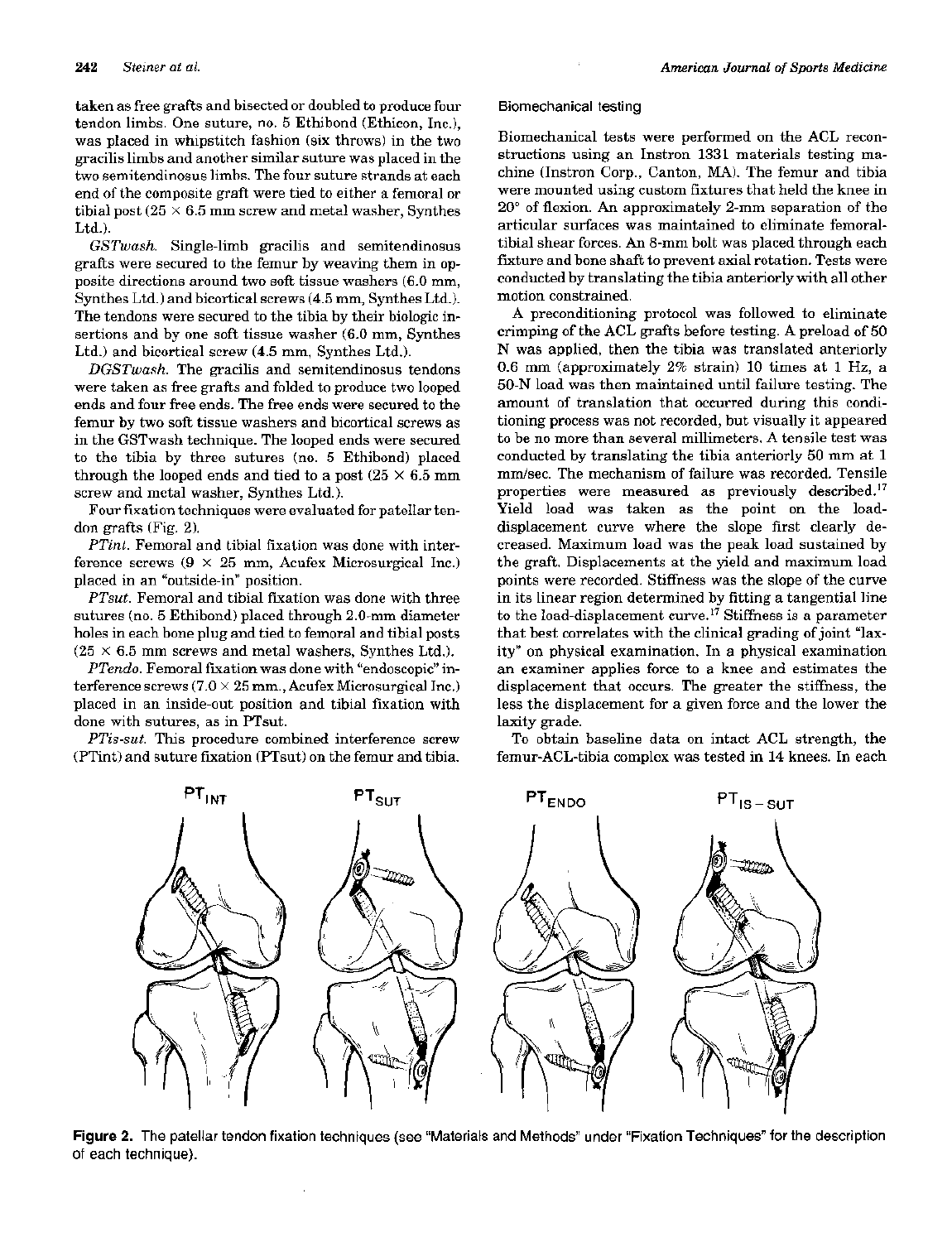taken as free grafts and bisected or doubled to produce four tendon limbs. One suture, no. 5 Ethibond (Ethicon, Inc.), was placed in whipstitch fashion (six throws) in the two gracilis limbs and another similar suture was placed in the two semitendinosus limbs. The four suture strands at each end of the composite graft were tied to either a femoral or tibial post (25 × 6.5 mm screw and metal washer, Synthes Ltd.).

*GSTwash.* Single-limb gracilis and semitendinosus grafts were secured to the femur by weaving them in opposite directions around two soft tissue washers (6.0 mm, Synthes Ltd.) and bicortical screws (4.5 mm, Synthes Ltd.). The tendons were secured to the tibia by their biologic insertions and by one soft tissue washer (6.0 mm, Synthes Ltd.) and bicortical screw (4.5 mm, Synthes Ltd.).

*DGSTwash.* The gracilis and semitendinosus tendons were taken as free grafts and folded to produce two looped ends and four free ends. The free ends were secured to the femur by two soft tissue washers and bicortical screws as in the GSTwash technique. The looped ends were secured to the tibia by three sutures (no. 5 Ethibond) placed through the looped ends and tied to a post (25 × 6.5 mm screw and metal washer, Synthes Ltd.).

Four fixation techniques were evaluated for patellar tendon grafts (Fig. 2).

*PTint.* Femoral and tibial fixation was done with interference screws (9 × 25 mm, Acufex Microsurgical Inc.) placed in an "outside-in" position.

*PTsut.* Femoral and tibial fixation was done with three sutures (no. 5 Ethibond) placed through 2.0-mm diameter holes in each bone plug and tied to femoral and tibial posts (25 × 6.5 mm screws and metal washers, Synthes Ltd.).

*PTendo.* Femoral fixation was done with "endoscopic" interference screws (7.0 × 25 mm., Acufex Microsurgical Inc.) placed in an inside-out position and tibial fixation with done with sutures, as in PTsut.

*PTis-sut.* This procedure combined interference screw (PTint) and suture fixation (PTsut) on the femur and tibia.

### Biomechanical testing

Biomechanical tests were performed on the ACL reconstructions using an Instron 1331 materials testing machine (Instron Corp., Canton, MA). The femur and tibia were mounted using custom fixtures that held the knee in 20° of flexion. An approximately 2-mm separation of the articular surfaces was maintained to eliminate femoral-tibial shear forces. An 8-mm bolt was placed through each fixture and bone shaft to prevent axial rotation. Tests were conducted by translating the tibia anteriorly with all other motion constrained.

A preconditioning protocol was followed to eliminate crimping of the ACL grafts before testing. A preload of 50 N was applied, then the tibia was translated anteriorly 0.6 mm (approximately 2% strain) 10 times at 1 Hz, a 50-N load was then maintained until failure testing. The amount of translation that occurred during this conditioning process was not recorded, but visually it appeared to be no more than several millimeters. A tensile test was conducted by translating the tibia anteriorly 50 mm at 1 mm/sec. The mechanism of failure was recorded. Tensile properties were measured as previously described.[17] Yield load was taken as the point on the load-displacement curve where the slope first clearly decreased. Maximum load was the peak load sustained by the graft. Displacements at the yield and maximum load points were recorded. Stiffness was the slope of the curve in its linear region determined by fitting a tangential line to the load-displacement curve.[17] Stiffness is a parameter that best correlates with the clinical grading of joint "laxity" on physical examination. In a physical examination an examiner applies force to a knee and estimates the displacement that occurs. The greater the stiffness, the less the displacement for a given force and the lower the laxity grade.

To obtain baseline data on intact ACL strength, the femur-ACL-tibia complex was tested in 14 knees. In each

$PT_{INT}$ $PT_{SUT}$ $PT_{ENDO}$ $PT_{IS-SUT}$

**Figure 2.** The patellar tendon fixation techniques (see "Materials and Methods" under "Fixation Techniques" for the description of each technique).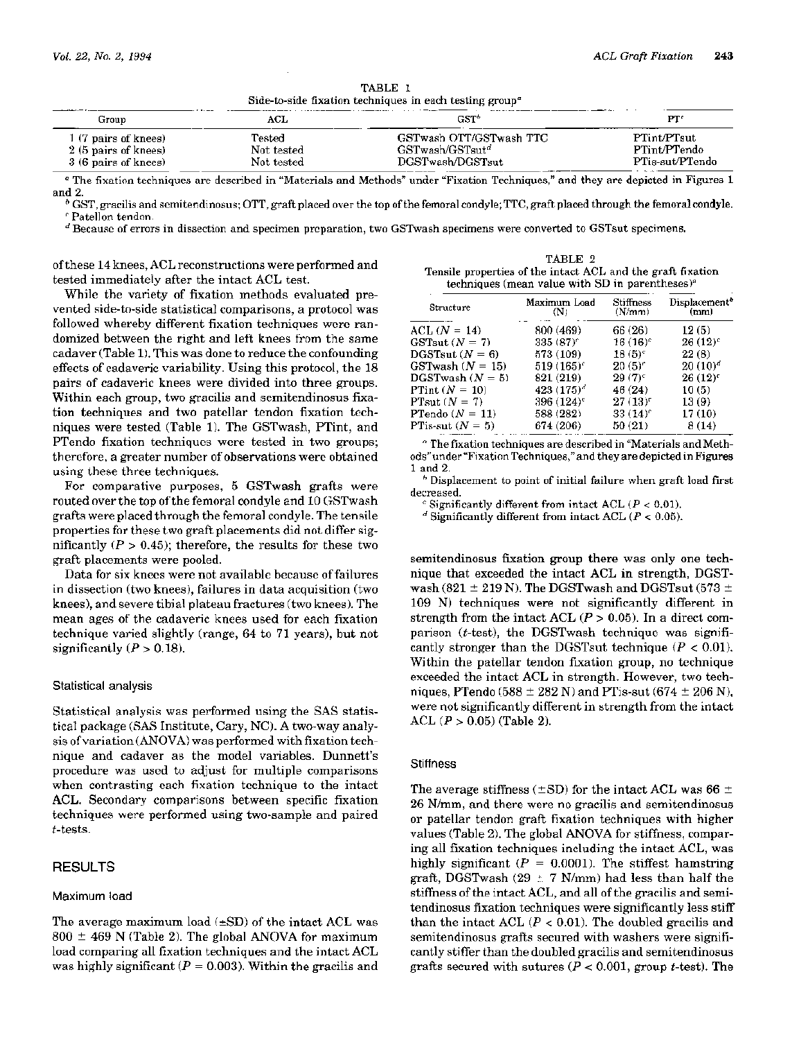TABLE 1
Side-to-side fixation techniques in each testing group[a]

| Group | ACL | GST[b] | PT[c] |
|---|---|---|---|
| 1 (7 pairs of knees) | Tested | GSTwash OTT/GSTwash TTC | PTint/PTsut |
| 2 (5 pairs of knees) | Not tested | GSTwash/GSTsut[d] | PTint/PTendo |
| 3 (6 pairs of knees) | Not tested | DGSTwash/DGSTsut | PTis-sut/PTendo |

[a] The fixation techniques are described in "Materials and Methods" under "Fixation Techniques," and they are depicted in Figures 1 and 2.

[b] GST, gracilis and semitendinosus; OTT, graft placed over the top of the femoral condyle; TTC, graft placed through the femoral condyle.

[c] Patellon tendon.

[d] Because of errors in dissection and specimen preparation, two GSTwash specimens were converted to GSTsut specimens.

of these 14 knees, ACL reconstructions were performed and tested immediately after the intact ACL test.

While the variety of fixation methods evaluated prevented side-to-side statistical comparisons, a protocol was followed whereby different fixation techniques were randomized between the right and left knees from the same cadaver (Table 1). This was done to reduce the confounding effects of cadaveric variability. Using this protocol, the 18 pairs of cadaveric knees were divided into three groups. Within each group, two gracilis and semitendinosus fixation techniques and two patellar tendon fixation techniques were tested (Table 1). The GSTwash, PTint, and PTendo fixation techniques were tested in two groups; therefore, a greater number of observations were obtained using these three techniques.

For comparative purposes, 5 GSTwash grafts were routed over the top of the femoral condyle and 10 GSTwash grafts were placed through the femoral condyle. The tensile properties for these two graft placements did not differ significantly ($P > 0.45$); therefore, the results for these two graft placements were pooled.

Data for six knees were not available because of failures in dissection (two knees), failures in data acquisition (two knees), and severe tibial plateau fractures (two knees). The mean ages of the cadaveric knees used for each fixation technique varied slightly (range, 64 to 71 years), but not significantly ($P > 0.18$).

### Statistical analysis

Statistical analysis was performed using the SAS statistical package (SAS Institute, Cary, NC). A two-way analysis of variation (ANOVA) was performed with fixation technique and cadaver as the model variables. Dunnett's procedure was used to adjust for multiple comparisons when contrasting each fixation technique to the intact ACL. Secondary comparisons between specific fixation techniques were performed using two-sample and paired *t*-tests.

## RESULTS

### Maximum load

The average maximum load (±SD) of the intact ACL was 800 ± 469 N (Table 2). The global ANOVA for maximum load comparing all fixation techniques and the intact ACL was highly significant ($P = 0.003$). Within the gracilis and semitendinosus fixation group there was only one technique that exceeded the intact ACL in strength, DGSTwash (821 ± 219 N). The DGSTwash and DGSTsut (573 ± 109 N) techniques were not significantly different in strength from the intact ACL ($P > 0.05$). In a direct comparison (*t*-test), the DGSTwash technique was significantly stronger than the DGSTsut technique ($P < 0.01$). Within the patellar tendon fixation group, no technique exceeded the intact ACL in strength. However, two techniques, PTendo (588 ± 282 N) and PTis-sut (674 ± 206 N), were not significantly different in strength from the intact ACL ($P > 0.05$) (Table 2).

TABLE 2
Tensile properties of the intact ACL and the graft fixation techniques (mean value with SD in parentheses)[a]

| Structure | Maximum Load (N) | Stiffness (N/mm) | Displacement[b] (mm) |
|---|---|---|---|
| ACL ($N$ = 14) | 800 (469) | 66 (26) | 12 (5) |
| GSTsut ($N$ = 7) | 335 (87)[c] | 16 (16)[c] | 26 (12)[c] |
| DGSTsut ($N$ = 6) | 573 (109) | 18 (5)[c] | 22 (8) |
| GSTwash ($N$ = 15) | 519 (165)[c] | 20 (5)[c] | 20 (10)[d] |
| DGSTwash ($N$ = 5) | 821 (219) | 29 (7)[c] | 26 (12)[c] |
| PTint ($N$ = 10) | 423 (175)[d] | 46 (24) | 10 (5) |
| PTsut ($N$ = 7) | 396 (124)[c] | 27 (13)[c] | 13 (9) |
| PTendo ($N$ = 11) | 588 (282) | 33 (14)[c] | 17 (10) |
| PTis-sut ($N$ = 5) | 674 (206) | 50 (21) | 8 (14) |

[a] The fixation techniques are described in "Materials and Methods" under "Fixation Techniques," and they are depicted in Figures 1 and 2.

[b] Displacement to point of initial failure when graft load first decreased.

[c] Significantly different from intact ACL ($P < 0.01$).

[d] Significantly different from intact ACL ($P < 0.05$).

### Stiffness

The average stiffness (±SD) for the intact ACL was 66 ± 26 N/mm, and there were no gracilis and semitendinosus or patellar tendon graft fixation techniques with higher values (Table 2). The global ANOVA for stiffness, comparing all fixation techniques including the intact ACL, was highly significant ($P = 0.0001$). The stiffest hamstring graft, DGSTwash (29 ± 7 N/mm) had less than half the stiffness of the intact ACL, and all of the gracilis and semitendinosus fixation techniques were significantly less stiff than the intact ACL ($P < 0.01$). The doubled gracilis and semitendinosus grafts secured with washers were significantly stiffer than the doubled gracilis and semitendinosus grafts secured with sutures ($P < 0.001$, group *t*-test). The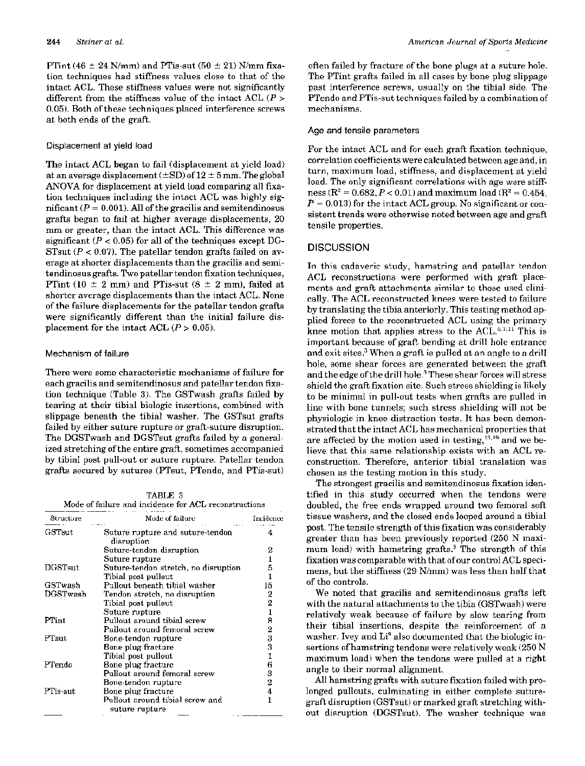PTint (46 ± 24 N/mm) and PTis-sut (50 ± 21) N/mm fixation techniques had stiffness values close to that of the intact ACL. These stiffness values were not significantly different from the stiffness value of the intact ACL ($P > 0.05$). Both of these techniques placed interference screws at both ends of the graft.

### Displacement at yield load

The intact ACL began to fail (displacement at yield load) at an average displacement (±SD) of 12 ± 5 mm. The global ANOVA for displacement at yield load comparing all fixation techniques including the intact ACL was highly significant ($P = 0.001$). All of the gracilis and semitendinosus grafts began to fail at higher average displacements, 20 mm or greater, than the intact ACL. This difference was significant ($P < 0.05$) for all of the techniques except DGSTsut ($P < 0.07$). The patellar tendon grafts failed on average at shorter displacements than the gracilis and semitendinosus grafts. Two patellar tendon fixation techniques, PTint (10 ± 2 mm) and PTis-sut (8 ± 2 mm), failed at shorter average displacements than the intact ACL. None of the failure displacements for the patellar tendon grafts were significantly different than the initial failure displacement for the intact ACL ($P > 0.05$).

### Mechanism of failure

There were some characteristic mechanisms of failure for each gracilis and semitendinosus and patellar tendon fixation technique (Table 3). The GSTwash grafts failed by tearing at their tibial biologic insertions, combined with slippage beneath the tibial washer. The GSTsut grafts failed by either suture rupture or graft-suture disruption. The DGSTwash and DGSTsut grafts failed by a generalized stretching of the entire graft, sometimes accompanied by tibial post pull-out or suture rupture. Patellar tendon grafts secured by sutures (PTsut, PTendo, and PTis-sut) often failed by fracture of the bone plugs at a suture hole. The PTint grafts failed in all cases by bone plug slippage past interference screws, usually on the tibial side. The PTendo and PTis-sut techniques failed by a combination of mechanisms.

TABLE 3
Mode of failure and incidence for ACL reconstructions

| Structure | Mode of failure | Incidence |
|---|---|---|
| GSTsut | Suture rupture and suture-tendon disruption | 4 |
| | Suture-tendon disruption | 2 |
| | Suture rupture | 1 |
| DGSTsut | Suture-tendon stretch, no disruption | 5 |
| | Tibial post pullout | 1 |
| GSTwash | Pullout beneath tibial washer | 15 |
| DGSTwash | Tendon stretch, no disruption | 2 |
| | Tibial post pullout | 2 |
| | Suture rupture | 1 |
| PTint | Pullout around tibial screw | 8 |
| | Pullout around femoral screw | 2 |
| PTsut | Bone-tendon rupture | 3 |
| | Bone plug fracture | 3 |
| | Tibial post pullout | 1 |
| PTendo | Bone plug fracture | 6 |
| | Pullout around femoral screw | 3 |
| | Bone-tendon rupture | 2 |
| PTis-sut | Bone plug fracture | 4 |
| | Pullout around tibial screw and suture rupture | 1 |

### Age and tensile parameters

For the intact ACL and for each graft fixation technique, correlation coefficients were calculated between age and, in turn, maximum load, stiffness, and displacement at yield load. The only significant correlations with age were stiffness ($R^2 = 0.682$, $P < 0.01$) and maximum load ($R^2 = 0.454$, $P = 0.013$) for the intact ACL group. No significant or consistent trends were otherwise noted between age and graft tensile properties.

## DISCUSSION

In this cadaveric study, hamstring and patellar tendon ACL reconstructions were performed with graft placements and graft attachments similar to those used clinically. The ACL reconstructed knees were tested to failure by translating the tibia anteriorly. This testing method applied forces to the reconstructed ACL using the primary knee motion that applies stress to the ACL.[5,7,11] This is important because of graft bending at drill hole entrance and exit sites.[3] When a graft is pulled at an angle to a drill hole, some shear forces are generated between the graft and the edge of the drill hole.[3] These shear forces will stress shield the graft fixation site. Such stress shielding is likely to be minimal in pull-out tests when grafts are pulled in line with bone tunnels; such stress shielding will not be physiologic in knee distraction tests. It has been demonstrated that the intact ACL has mechanical properties that are affected by the motion used in testing,[13,19] and we believe that this same relationship exists with an ACL reconstruction. Therefore, anterior tibial translation was chosen as the testing motion in this study.

The strongest gracilis and semitendinosus fixation identified in this study occurred when the tendons were doubled, the free ends wrapped around two femoral soft tissue washers, and the closed ends looped around a tibial post. The tensile strength of this fixation was considerably greater than has been previously reported (250 N maximum load) with hamstring grafts.[9] The strength of this fixation was comparable with that of our control ACL specimens, but the stiffness (29 N/mm) was less than half that of the controls.

We noted that gracilis and semitendinosus grafts left with the natural attachments to the tibia (GSTwash) were relatively weak because of failure by slow tearing from their tibial insertions, despite the reinforcement of a washer. Ivey and Li[9] also documented that the biologic insertions of hamstring tendons were relatively weak (250 N maximum load) when the tendons were pulled at a right angle to their normal alignment.

All hamstring grafts with suture fixation failed with prolonged pullouts, culminating in either complete suture-graft disruption (GSTsut) or marked graft stretching without disruption (DGSTsut). The washer technique was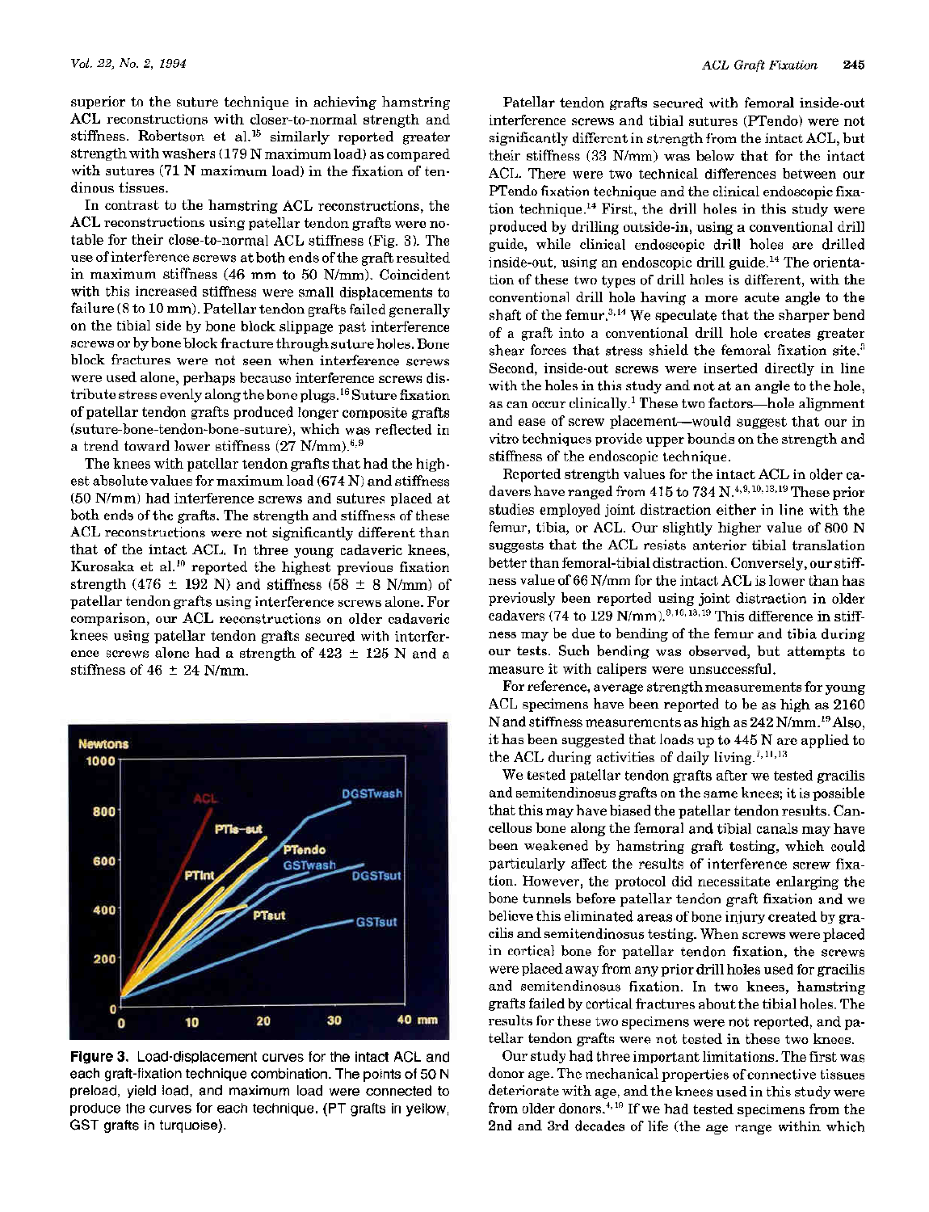superior to the suture technique in achieving hamstring ACL reconstructions with closer-to-normal strength and stiffness. Robertson et al.[15] similarly reported greater strength with washers (179 N maximum load) as compared with sutures (71 N maximum load) in the fixation of tendinous tissues.

In contrast to the hamstring ACL reconstructions, the ACL reconstructions using patellar tendon grafts were notable for their close-to-normal ACL stiffness (Fig. 3). The use of interference screws at both ends of the graft resulted in maximum stiffness (46 mm to 50 N/mm). Coincident with this increased stiffness were small displacements to failure (8 to 10 mm). Patellar tendon grafts failed generally on the tibial side by bone block slippage past interference screws or by bone block fracture through suture holes. Bone block fractures were not seen when interference screws were used alone, perhaps because interference screws distribute stress evenly along the bone plugs.[16] Suture fixation of patellar tendon grafts produced longer composite grafts (suture-bone-tendon-bone-suture), which was reflected in a trend toward lower stiffness (27 N/mm).[6,9]

The knees with patellar tendon grafts that had the highest absolute values for maximum load (674 N) and stiffness (50 N/mm) had interference screws and sutures placed at both ends of the grafts. The strength and stiffness of these ACL reconstructions were not significantly different than that of the intact ACL. In three young cadaveric knees, Kurosaka et al.[10] reported the highest previous fixation strength (476 ± 192 N) and stiffness (58 ± 8 N/mm) of patellar tendon grafts using interference screws alone. For comparison, our ACL reconstructions on older cadaveric knees using patellar tendon grafts secured with interference screws alone had a strength of 423 ± 125 N and a stiffness of 46 ± 24 N/mm.

**Figure 3.** Load-displacement curves for the intact ACL and each graft-fixation technique combination. The points of 50 N preload, yield load, and maximum load were connected to produce the curves for each technique. (PT grafts in yellow, GST grafts in turquoise).

Patellar tendon grafts secured with femoral inside-out interference screws and tibial sutures (PTendo) were not significantly different in strength from the intact ACL, but their stiffness (33 N/mm) was below that for the intact ACL. There were two technical differences between our PTendo fixation technique and the clinical endoscopic fixation technique.[14] First, the drill holes in this study were produced by drilling outside-in, using a conventional drill guide, while clinical endoscopic drill holes are drilled inside-out, using an endoscopic drill guide.[14] The orientation of these two types of drill holes is different, with the conventional drill hole having a more acute angle to the shaft of the femur.[3,14] We speculate that the sharper bend of a graft into a conventional drill hole creates greater shear forces that stress shield the femoral fixation site.[5] Second, inside-out screws were inserted directly in line with the holes in this study and not at an angle to the hole, as can occur clinically.[1] These two factors—hole alignment and ease of screw placement—would suggest that our in vitro techniques provide upper bounds on the strength and stiffness of the endoscopic technique.

Reported strength values for the intact ACL in older cadavers have ranged from 415 to 734 N.[4,9,10,13,19] These prior studies employed joint distraction either in line with the femur, tibia, or ACL. Our slightly higher value of 800 N suggests that the ACL resists anterior tibial translation better than femoral-tibial distraction. Conversely, our stiffness value of 66 N/mm for the intact ACL is lower than has previously been reported using joint distraction in older cadavers (74 to 129 N/mm).[9,10,13,19] This difference in stiffness may be due to bending of the femur and tibia during our tests. Such bending was observed, but attempts to measure it with calipers were unsuccessful.

For reference, average strength measurements for young ACL specimens have been reported to be as high as 2160 N and stiffness measurements as high as 242 N/mm.[19] Also, it has been suggested that loads up to 445 N are applied to the ACL during activities of daily living.[7,11,13]

We tested patellar tendon grafts after we tested gracilis and semitendinosus grafts on the same knees; it is possible that this may have biased the patellar tendon results. Cancellous bone along the femoral and tibial canals may have been weakened by hamstring graft testing, which could particularly affect the results of interference screw fixation. However, the protocol did necessitate enlarging the bone tunnels before patellar tendon graft fixation and we believe this eliminated areas of bone injury created by gracilis and semitendinosus testing. When screws were placed in cortical bone for patellar tendon fixation, the screws were placed away from any prior drill holes used for gracilis and semitendinosus fixation. In two knees, hamstring grafts failed by cortical fractures about the tibial holes. The results for these two specimens were not reported, and patellar tendon grafts were not tested in these two knees.

Our study had three important limitations. The first was donor age. The mechanical properties of connective tissues deteriorate with age, and the knees used in this study were from older donors.[4,19] If we had tested specimens from the 2nd and 3rd decades of life (the age range within which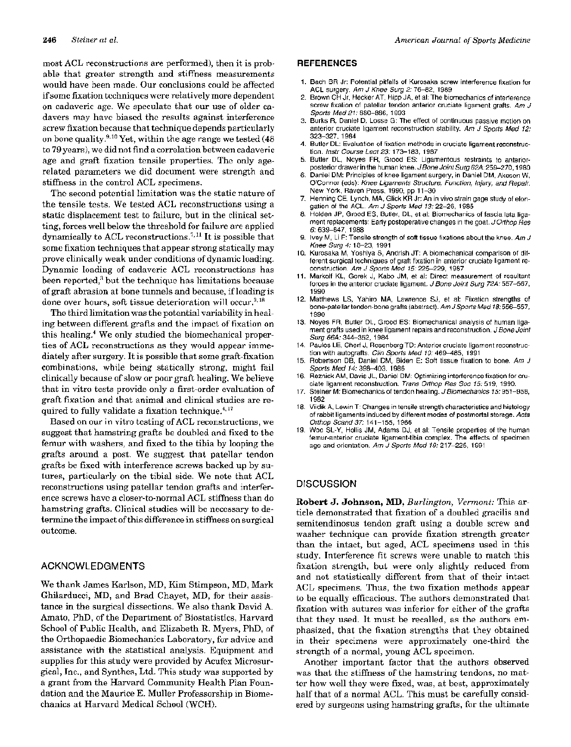most ACL reconstructions are performed), then it is probable that greater strength and stiffness measurements would have been made. Our conclusions could be affected if some fixation techniques were relatively more dependent on cadaveric age. We speculate that our use of older cadavers may have biased the results against interference screw fixation because that technique depends particularly on bone quality.[9,10] Yet, within the age range we tested (48 to 79 years), we did not find a correlation between cadaveric age and graft fixation tensile properties. The only age-related parameters we did document were strength and stiffness in the control ACL specimens.

The second potential limitation was the static nature of the tensile tests. We tested ACL reconstructions using a static displacement test to failure, but in the clinical setting, forces well below the threshold for failure are applied dynamically to ACL reconstructions.[7,11] It is possible that some fixation techniques that appear strong statically may prove clinically weak under conditions of dynamic loading. Dynamic loading of cadaveric ACL reconstructions has been reported,[3] but the technique has limitations because of graft abrasion at bone tunnels and because, if loading is done over hours, soft tissue deterioration will occur.[3,18]

The third limitation was the potential variability in healing between different grafts and the impact of fixation on this healing.[4] We only studied the biomechanical properties of ACL reconstructions as they would appear immediately after surgery. It is possible that some graft-fixation combinations, while being statically strong, might fail clinically because of slow or poor graft healing. We believe that in vitro tests provide only a first-order evaluation of graft fixation and that animal and clinical studies are required to fully validate a fixation technique.[4,17]

Based on our in vitro testing of ACL reconstructions, we suggest that hamstring grafts be doubled and fixed to the femur with washers, and fixed to the tibia by looping the grafts around a post. We suggest that patellar tendon grafts be fixed with interference screws backed up by sutures, particularly on the tibial side. We note that ACL reconstructions using patellar tendon grafts and interference screws have a closer-to-normal ACL stiffness than do hamstring grafts. Clinical studies will be necessary to determine the impact of this difference in stiffness on surgical outcome.

## ACKNOWLEDGMENTS

We thank James Karlson, MD, Kim Stimpson, MD, Mark Ghilarducci, MD, and Brad Chayet, MD, for their assistance in the surgical dissections. We also thank David A. Amato, PhD, of the Department of Biostatistics, Harvard School of Public Health, and Elizabeth R. Myers, PhD, of the Orthopaedic Biomechanics Laboratory, for advice and assistance with the statistical analysis. Equipment and supplies for this study were provided by Acufex Microsurgical, Inc., and Synthes, Ltd. This study was supported by a grant from the Harvard Community Health Plan Foundation and the Maurice E. Muller Professorship in Biomechanics at Harvard Medical School (WCH).

## REFERENCES

1. Bach BR Jr: Potential pitfalls of Kurosaka screw interference fixation for ACL surgery. *Am J Knee Surg 2:* 76–82, 1989
2. Brown CH Jr, Hecker AT, Hipp JA, et al: The biomechanics of interference screw fixation of patellar tendon anterior cruciate ligament grafts. *Am J Sports Med 21:* 880–886, 1993
3. Burks R, Daniel D, Losse G: The effect of continuous passive motion on anterior cruciate ligament reconstruction stability. *Am J Sports Med 12:* 323–327, 1984
4. Butler DL: Evaluation of fixation methods in cruciate ligament reconstruction. *Instr Course Lect 23:* 173–183, 1987
5. Butler DL, Noyes FR, Grood ES: Ligamentous restraints to anterior-posterior drawer in the human knee. *J Bone Joint Surg 62A:* 259–270, 1980
6. Daniel DM: Principles of knee ligament surgery, in Daniel DM, Akeson W, O'Connor (eds): *Knee Ligaments Structure, Function, Injury, and Repair.* New York, Raven Press, 1990, pp 11–30
7. Henning CE, Lynch, MA, Glick KR Jr: An in vivo strain gage study of elongation of the ACL. *Am J Sports Med 13:* 22–26, 1985
8. Holden JP, Grood ES, Butler, DL, et al: Biomechanics of fascia lata ligament replacements: Early postoperative changes in the goat. *J Orthop Res 6:* 639–647, 1988
9. Ivey M, Li F: Tensile strength of soft tissue fixations about the knee. *Am J Knee Surg 4:* 18–23, 1991
10. Kurosaka M, Yoshiya S, Andrish JT: A biomechanical comparison of different surgical techniques of graft fixation in anterior cruciate ligament reconstruction. *Am J Sports Med 15:* 225–229, 1987
11. Markolf KL, Gorek J, Kabo JM, et al: Direct measurement of resultant forces in the anterior cruciate ligament. *J Bone Joint Surg 72A:* 557–567, 1990
12. Matthews LS, Yahiro MA, Lawrence SJ, et al: Fixation strengths of bone-patellar tendon-bone grafts (abstract). *Am J Sports Med 18:* 556–557, 1990
13. Noyes FR, Butler DL, Grood ES: Biomechanical analysis of human ligament grafts used in knee ligament repairs and reconstruction. *J Bone Joint Surg 66A:* 344–352, 1984
14. Paulos LE, Cherf J, Rosenberg TD: Anterior cruciate ligament reconstruction with autografts. *Clin Sports Med 10:* 469–485, 1991
15. Robertson DB, Daniel DM, Biden E: Soft tissue fixation to bone. *Am J Sports Med 14:* 398–403, 1986
16. Reznick AM, Davis JL, Daniel DM: Optimizing interference fixation for cruciate ligament reconstruction. *Trans Orthop Res Soc 15:* 519, 1990.
17. Steiner M: Biomechanics of tendon healing. *J Biomechanics 15:* 951–958, 1982
18. Viidik A, Lewin T: Changes in tensile strength characteristics and histology of rabbit ligaments induced by different modes of postmortal storage. *Acta Orthop Scand 37:* 141–155, 1966
19. Woo SL-Y, Hollis JM, Adams DJ, et al: Tensile properties of the human femur-anterior cruciate ligament-tibia complex. The effects of specimen age and orientation. *Am J Sports Med 19:* 217–225, 1991

## DISCUSSION

**Robert J. Johnson, MD,** *Burlington, Vermont:* This article demonstrated that fixation of a doubled gracilis and semitendinosus tendon graft using a double screw and washer technique can provide fixation strength greater than the intact, but aged, ACL specimens used in this study. Interference fit screws were unable to match this fixation strength, but were only slightly reduced from and not statistically different from that of their intact ACL specimens. Thus, the two fixation methods appear to be equally efficacious. The authors demonstrated that fixation with sutures was inferior for either of the grafts that they used. It must be recalled, as the authors emphasized, that the fixation strengths that they obtained in their specimens were approximately one-third the strength of a normal, young ACL specimen.

Another important factor that the authors observed was that the stiffness of the hamstring tendons, no matter how well they were fixed, was, at best, approximately half that of a normal ACL. This must be carefully considered by surgeons using hamstring grafts, for the ultimate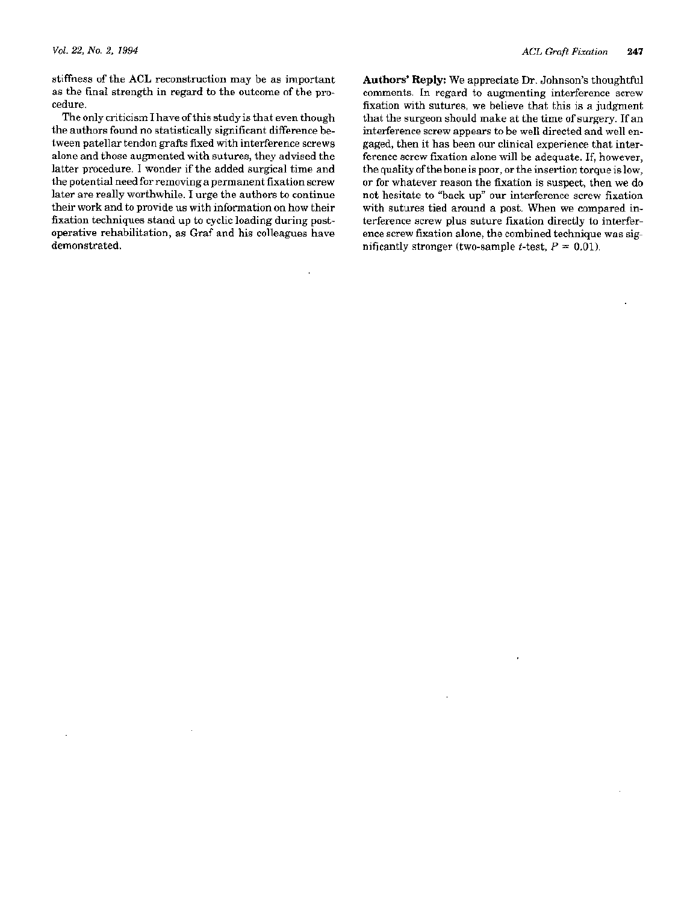stiffness of the ACL reconstruction may be as important as the final strength in regard to the outcome of the procedure.

The only criticism I have of this study is that even though the authors found no statistically significant difference between patellar tendon grafts fixed with interference screws alone and those augmented with sutures, they advised the latter procedure. I wonder if the added surgical time and the potential need for removing a permanent fixation screw later are really worthwhile. I urge the authors to continue their work and to provide us with information on how their fixation techniques stand up to cyclic loading during postoperative rehabilitation, as Graf and his colleagues have demonstrated.

**Authors' Reply:** We appreciate Dr. Johnson's thoughtful comments. In regard to augmenting interference screw fixation with sutures, we believe that this is a judgment that the surgeon should make at the time of surgery. If an interference screw appears to be well directed and well engaged, then it has been our clinical experience that interference screw fixation alone will be adequate. If, however, the quality of the bone is poor, or the insertion torque is low, or for whatever reason the fixation is suspect, then we do not hesitate to "back up" our interference screw fixation with sutures tied around a post. When we compared interference screw plus suture fixation directly to interference screw fixation alone, the combined technique was significantly stronger (two-sample $t$-test, $P = 0.01$).